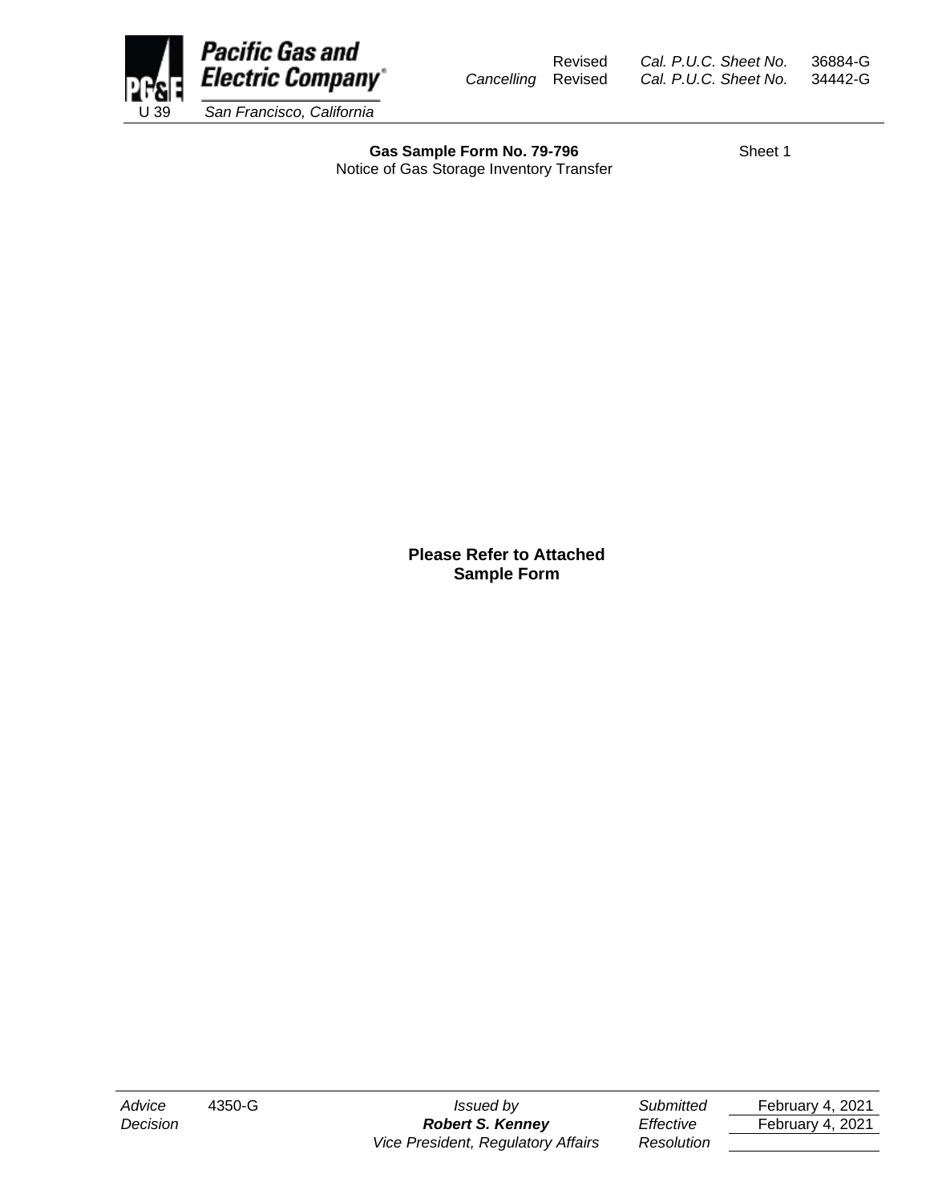Pacific Gas and Electric Company

U 39 San Francisco, California

Revised Cal. P.U.C. Sheet No. 36884-G

*Cancelling* Revised Cal. P.U.C. Sheet No. 34442-G

**Gas Sample Form No. 79-796**

Notice of Gas Storage Inventory Transfer

Sheet 1

**Please Refer to Attached Sample Form**

| | | | | |
|---|---|---|---|---|
| *Advice* | 4350-G | *Issued by* | *Submitted* | February 4, 2021 |
| *Decision* | | ***Robert S. Kenney*** | *Effective* | February 4, 2021 |
| | | *Vice President, Regulatory Affairs* | *Resolution* | |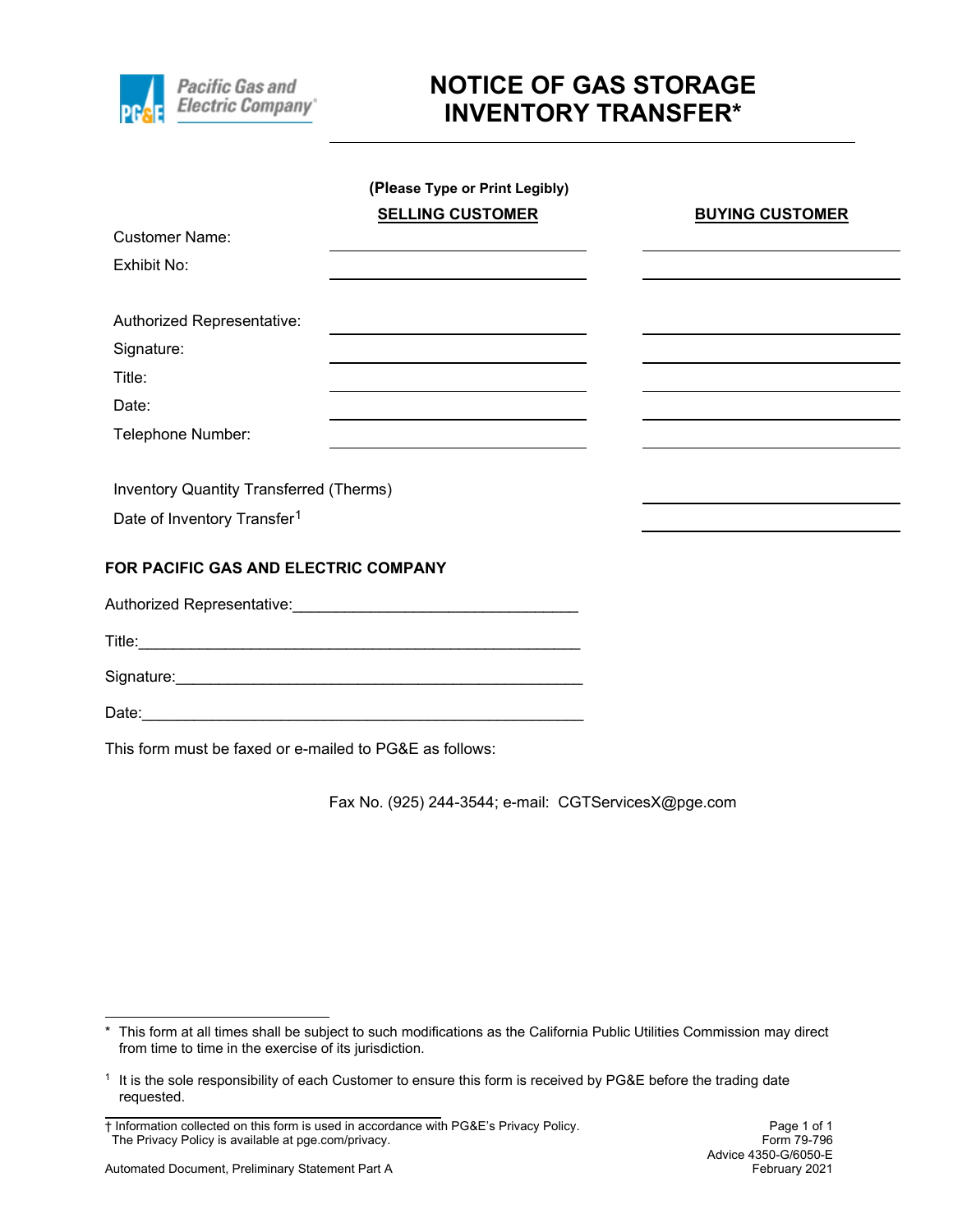Pacific Gas and Electric Company

# NOTICE OF GAS STORAGE INVENTORY TRANSFER*

(Please Type or Print Legibly)

| | SELLING CUSTOMER | BUYING CUSTOMER |
| --- | --- | --- |
| Customer Name: | ____________ | ____________ |
| Exhibit No: | ____________ | ____________ |
| Authorized Representative: | ____________ | ____________ |
| Signature: | ____________ | ____________ |
| Title: | ____________ | ____________ |
| Date: | ____________ | ____________ |
| Telephone Number: | ____________ | ____________ |
| Inventory Quantity Transferred (Therms) | | ____________ |
| Date of Inventory Transfer[1] | | ____________ |

**FOR PACIFIC GAS AND ELECTRIC COMPANY**

Authorized Representative:_________________________________

Title:___________________________________________________

Signature:_______________________________________________

Date:___________________________________________________

This form must be faxed or e-mailed to PG&E as follows:

Fax No. (925) 244-3544; e-mail: CGTServicesX@pge.com

---

* This form at all times shall be subject to such modifications as the California Public Utilities Commission may direct from time to time in the exercise of its jurisdiction.

[1] It is the sole responsibility of each Customer to ensure this form is received by PG&E before the trading date requested.

† Information collected on this form is used in accordance with PG&E's Privacy Policy. The Privacy Policy is available at pge.com/privacy.

Form 79-796
Advice 4350-G/6050-E
February 2021

Automated Document, Preliminary Statement Part A